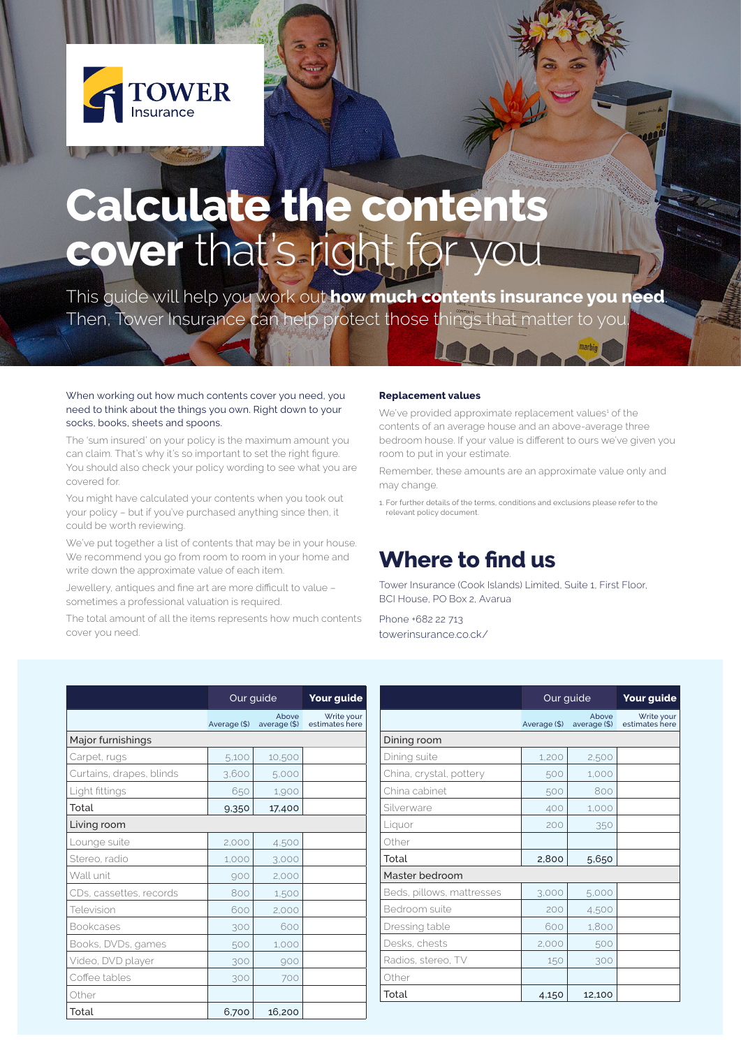TOWER Insurance

# Calculate the contents cover that's right for you

This guide will help you work out **how much contents insurance you need**. Then, Tower Insurance can help protect those things that matter to you.

When working out how much contents cover you need, you need to think about the things you own. Right down to your socks, books, sheets and spoons.

The 'sum insured' on your policy is the maximum amount you can claim. That's why it's so important to set the right figure. You should also check your policy wording to see what you are covered for.

You might have calculated your contents when you took out your policy – but if you've purchased anything since then, it could be worth reviewing.

We've put together a list of contents that may be in your house. We recommend you go from room to room in your home and write down the approximate value of each item.

Jewellery, antiques and fine art are more difficult to value – sometimes a professional valuation is required.

The total amount of all the items represents how much contents cover you need.

### Replacement values

We've provided approximate replacement values[1] of the contents of an average house and an above-average three bedroom house. If your value is different to ours we've given you room to put in your estimate.

Remember, these amounts are an approximate value only and may change.

1. For further details of the terms, conditions and exclusions please refer to the relevant policy document.

## Where to find us

Tower Insurance (Cook Islands) Limited, Suite 1, First Floor, BCI House, PO Box 2, Avarua

Phone +682 22 713
towerinsurance.co.ck/

| | Our guide | | Your guide |
|---|---|---|---|
| | Average ($) | Above average ($) | Write your estimates here |
| **Major furnishings** | | | |
| Carpet, rugs | 5,100 | 10,500 | |
| Curtains, drapes, blinds | 3,600 | 5,000 | |
| Light fittings | 650 | 1,900 | |
| Total | 9,350 | 17,400 | |
| **Living room** | | | |
| Lounge suite | 2,000 | 4,500 | |
| Stereo, radio | 1,000 | 3,000 | |
| Wall unit | 900 | 2,000 | |
| CDs, cassettes, records | 800 | 1,500 | |
| Television | 600 | 2,000 | |
| Bookcases | 300 | 600 | |
| Books, DVDs, games | 500 | 1,000 | |
| Video, DVD player | 300 | 900 | |
| Coffee tables | 300 | 700 | |
| Other | | | |
| Total | 6,700 | 16,200 | |

| | Our guide | | Your guide |
|---|---|---|---|
| | Average ($) | Above average ($) | Write your estimates here |
| **Dining room** | | | |
| Dining suite | 1,200 | 2,500 | |
| China, crystal, pottery | 500 | 1,000 | |
| China cabinet | 500 | 800 | |
| Silverware | 400 | 1,000 | |
| Liquor | 200 | 350 | |
| Other | | | |
| Total | 2,800 | 5,650 | |
| **Master bedroom** | | | |
| Beds, pillows, mattresses | 3,000 | 5,000 | |
| Bedroom suite | 200 | 4,500 | |
| Dressing table | 600 | 1,800 | |
| Desks, chests | 2,000 | 500 | |
| Radios, stereo, TV | 150 | 300 | |
| Other | | | |
| Total | 4,150 | 12,100 | |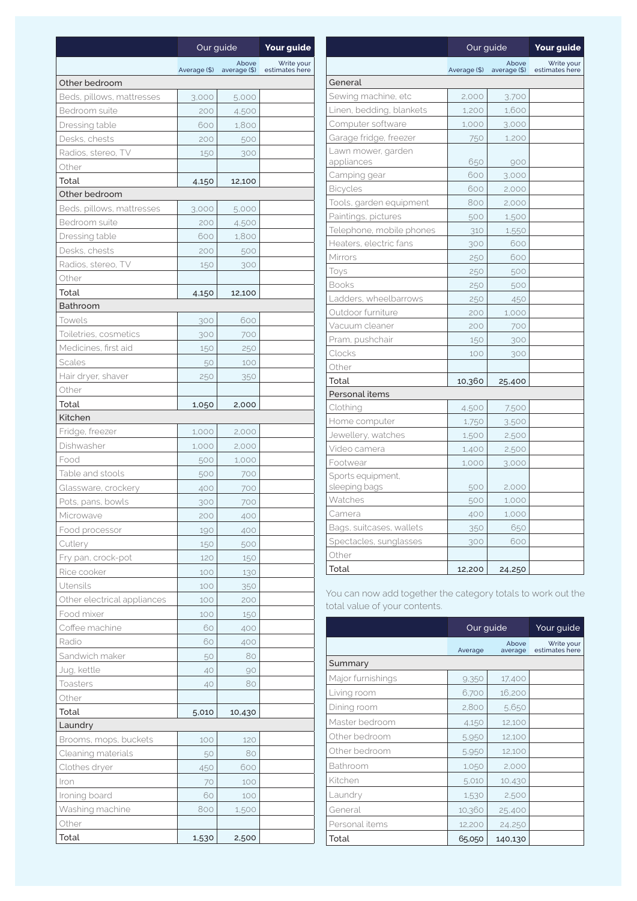| | Our guide | | Your guide |
|---|---|---|---|
| | Average ($) | Above average ($) | Write your estimates here |
| Other bedroom | | | |
| Beds, pillows, mattresses | 3,000 | 5,000 | |
| Bedroom suite | 200 | 4,500 | |
| Dressing table | 600 | 1,800 | |
| Desks, chests | 200 | 500 | |
| Radios, stereo, TV | 150 | 300 | |
| Other | | | |
| Total | 4,150 | 12,100 | |
| Other bedroom | | | |
| Beds, pillows, mattresses | 3,000 | 5,000 | |
| Bedroom suite | 200 | 4,500 | |
| Dressing table | 600 | 1,800 | |
| Desks, chests | 200 | 500 | |
| Radios, stereo, TV | 150 | 300 | |
| Other | | | |
| Total | 4,150 | 12,100 | |
| Bathroom | | | |
| Towels | 300 | 600 | |
| Toiletries, cosmetics | 300 | 700 | |
| Medicines, first aid | 150 | 250 | |
| Scales | 50 | 100 | |
| Hair dryer, shaver | 250 | 350 | |
| Other | | | |
| Total | 1,050 | 2,000 | |
| Kitchen | | | |
| Fridge, freezer | 1,000 | 2,000 | |
| Dishwasher | 1,000 | 2,000 | |
| Food | 500 | 1,000 | |
| Table and stools | 500 | 700 | |
| Glassware, crockery | 400 | 700 | |
| Pots, pans, bowls | 300 | 700 | |
| Microwave | 200 | 400 | |
| Food processor | 190 | 400 | |
| Cutlery | 150 | 500 | |
| Fry pan, crock-pot | 120 | 150 | |
| Rice cooker | 100 | 130 | |
| Utensils | 100 | 350 | |
| Other electrical appliances | 100 | 200 | |
| Food mixer | 100 | 150 | |
| Coffee machine | 60 | 400 | |
| Radio | 60 | 400 | |
| Sandwich maker | 50 | 80 | |
| Jug, kettle | 40 | 90 | |
| Toasters | 40 | 80 | |
| Other | | | |
| Total | 5,010 | 10,430 | |
| Laundry | | | |
| Brooms, mops, buckets | 100 | 120 | |
| Cleaning materials | 50 | 80 | |
| Clothes dryer | 450 | 600 | |
| Iron | 70 | 100 | |
| Ironing board | 60 | 100 | |
| Washing machine | 800 | 1,500 | |
| Other | | | |
| Total | 1,530 | 2,500 | |

| | Our guide | | Your guide |
|---|---|---|---|
| | Average ($) | Above average ($) | Write your estimates here |
| General | | | |
| Sewing machine, etc | 2,000 | 3,700 | |
| Linen, bedding, blankets | 1,200 | 1,600 | |
| Computer software | 1,000 | 3,000 | |
| Garage fridge, freezer | 750 | 1,200 | |
| Lawn mower, garden appliances | 650 | 900 | |
| Camping gear | 600 | 3,000 | |
| Bicycles | 600 | 2,000 | |
| Tools, garden equipment | 800 | 2,000 | |
| Paintings, pictures | 500 | 1,500 | |
| Telephone, mobile phones | 310 | 1,550 | |
| Heaters, electric fans | 300 | 600 | |
| Mirrors | 250 | 600 | |
| Toys | 250 | 500 | |
| Books | 250 | 500 | |
| Ladders, wheelbarrows | 250 | 450 | |
| Outdoor furniture | 200 | 1,000 | |
| Vacuum cleaner | 200 | 700 | |
| Pram, pushchair | 150 | 300 | |
| Clocks | 100 | 300 | |
| Other | | | |
| Total | 10,360 | 25,400 | |
| Personal items | | | |
| Clothing | 4,500 | 7,500 | |
| Home computer | 1,750 | 3,500 | |
| Jewellery, watches | 1,500 | 2,500 | |
| Video camera | 1,400 | 2,500 | |
| Footwear | 1,000 | 3,000 | |
| Sports equipment, sleeping bags | 500 | 2,000 | |
| Watches | 500 | 1,000 | |
| Camera | 400 | 1,000 | |
| Bags, suitcases, wallets | 350 | 650 | |
| Spectacles, sunglasses | 300 | 600 | |
| Other | | | |
| Total | 12,200 | 24,250 | |

You can now add together the category totals to work out the total value of your contents.

| | Our guide | | Your guide |
|---|---|---|---|
| | Average | Above average | Write your estimates here |
| Summary | | | |
| Major furnishings | 9,350 | 17,400 | |
| Living room | 6,700 | 16,200 | |
| Dining room | 2,800 | 5,650 | |
| Master bedroom | 4,150 | 12,100 | |
| Other bedroom | 5,950 | 12,100 | |
| Other bedroom | 5,950 | 12,100 | |
| Bathroom | 1,050 | 2,000 | |
| Kitchen | 5,010 | 10,430 | |
| Laundry | 1,530 | 2,500 | |
| General | 10,360 | 25,400 | |
| Personal items | 12,200 | 24,250 | |
| Total | 65,050 | 140,130 | |